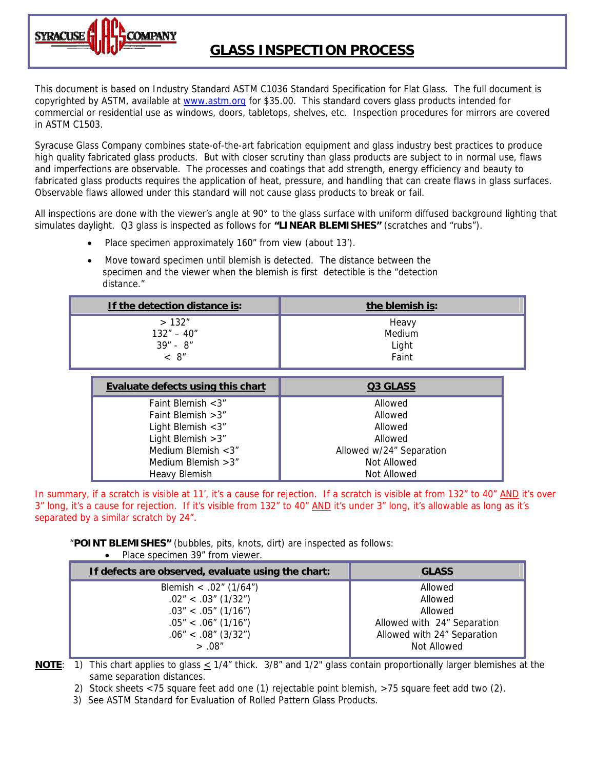SYRACUSE GLASS COMPANY

# GLASS INSPECTION PROCESS

This document is based on Industry Standard ASTM C1036 Standard Specification for Flat Glass. The full document is copyrighted by ASTM, available at www.astm.org for $35.00. This standard covers glass products intended for commercial or residential use as windows, doors, tabletops, shelves, etc. Inspection procedures for mirrors are covered in ASTM C1503.

Syracuse Glass Company combines state-of-the-art fabrication equipment and glass industry best practices to produce high quality fabricated glass products. But with closer scrutiny than glass products are subject to in normal use, flaws and imperfections are observable. The processes and coatings that add strength, energy efficiency and beauty to fabricated glass products requires the application of heat, pressure, and handling that can create flaws in glass surfaces. Observable flaws allowed under this standard will not cause glass products to break or fail.

All inspections are done with the viewer's angle at 90° to the glass surface with uniform diffused background lighting that simulates daylight. Q3 glass is inspected as follows for **"LINEAR BLEMISHES"** (scratches and "rubs").

- Place specimen approximately 160" from view (about 13').
- Move toward specimen until blemish is detected. The distance between the specimen and the viewer when the blemish is first detectible is the "detection distance."

| If the detection distance is: | the blemish is: |
|---|---|
| > 132" | Heavy |
| 132" – 40" | Medium |
| 39" - 8" | Light |
| < 8" | Faint |

| Evaluate defects using this chart | Q3 GLASS |
|---|---|
| Faint Blemish <3" | Allowed |
| Faint Blemish >3" | Allowed |
| Light Blemish <3" | Allowed |
| Light Blemish >3" | Allowed |
| Medium Blemish <3" | Allowed w/24" Separation |
| Medium Blemish >3" | Not Allowed |
| Heavy Blemish | Not Allowed |

In summary, if a scratch is visible at 11', it's a cause for rejection. If a scratch is visible at from 132" to 40" AND it's over 3" long, it's a cause for rejection. If it's visible from 132" to 40" AND it's under 3" long, it's allowable as long as it's separated by a similar scratch by 24".

"**POINT BLEMISHES"** (bubbles, pits, knots, dirt) are inspected as follows:

- Place specimen 39" from viewer.

| If defects are observed, evaluate using the chart: | GLASS |
|---|---|
| Blemish < .02" (1/64") | Allowed |
| .02" < .03" (1/32") | Allowed |
| .03" < .05" (1/16") | Allowed |
| .05" < .06" (1/16") | Allowed with 24" Separation |
| .06" < .08" (3/32") | Allowed with 24" Separation |
| > .08" | Not Allowed |

**NOTE**:
1) This chart applies to glass ≤ 1/4" thick. 3/8" and 1/2" glass contain proportionally larger blemishes at the same separation distances.
2) Stock sheets <75 square feet add one (1) rejectable point blemish, >75 square feet add two (2).
3) See ASTM Standard for Evaluation of Rolled Pattern Glass Products.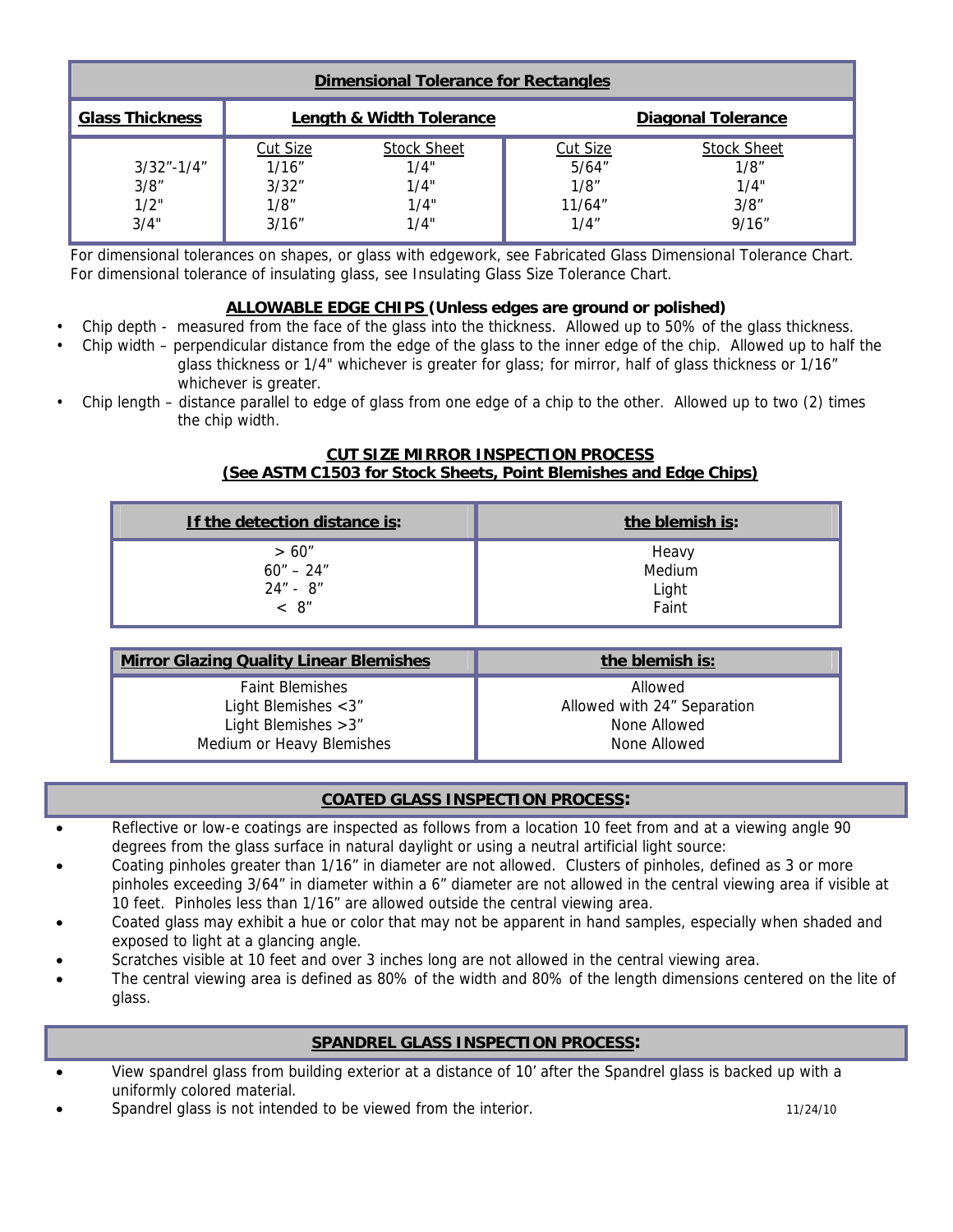| Dimensional Tolerance for Rectangles | | | | |
|---|---|---|---|---|
| **Glass Thickness** | **Length & Width Tolerance** | | **Diagonal Tolerance** | |
| | Cut Size | Stock Sheet | Cut Size | Stock Sheet |
| 3/32"-1/4" | 1/16" | 1/4" | 5/64" | 1/8" |
| 3/8" | 3/32" | 1/4" | 1/8" | 1/4" |
| 1/2" | 1/8" | 1/4" | 11/64" | 3/8" |
| 3/4" | 3/16" | 1/4" | 1/4" | 9/16" |

For dimensional tolerances on shapes, or glass with edgework, see Fabricated Glass Dimensional Tolerance Chart.
For dimensional tolerance of insulating glass, see Insulating Glass Size Tolerance Chart.

**ALLOWABLE EDGE CHIPS (Unless edges are ground or polished)**

- Chip depth - measured from the face of the glass into the thickness. Allowed up to 50% of the glass thickness.
- Chip width – perpendicular distance from the edge of the glass to the inner edge of the chip. Allowed up to half the glass thickness or 1/4" whichever is greater for glass; for mirror, half of glass thickness or 1/16" whichever is greater.
- Chip length – distance parallel to edge of glass from one edge of a chip to the other. Allowed up to two (2) times the chip width.

**CUT SIZE MIRROR INSPECTION PROCESS**
**(See ASTM C1503 for Stock Sheets, Point Blemishes and Edge Chips)**

| If the detection distance is: | the blemish is: |
|---|---|
| > 60" | Heavy |
| 60" – 24" | Medium |
| 24" - 8" | Light |
| < 8" | Faint |

| Mirror Glazing Quality Linear Blemishes | the blemish is: |
|---|---|
| Faint Blemishes | Allowed |
| Light Blemishes <3" | Allowed with 24" Separation |
| Light Blemishes >3" | None Allowed |
| Medium or Heavy Blemishes | None Allowed |

## COATED GLASS INSPECTION PROCESS:

- Reflective or low-e coatings are inspected as follows from a location 10 feet from and at a viewing angle 90 degrees from the glass surface in natural daylight or using a neutral artificial light source:
- Coating pinholes greater than 1/16" in diameter are not allowed. Clusters of pinholes, defined as 3 or more pinholes exceeding 3/64" in diameter within a 6" diameter are not allowed in the central viewing area if visible at 10 feet. Pinholes less than 1/16" are allowed outside the central viewing area.
- Coated glass may exhibit a hue or color that may not be apparent in hand samples, especially when shaded and exposed to light at a glancing angle.
- Scratches visible at 10 feet and over 3 inches long are not allowed in the central viewing area.
- The central viewing area is defined as 80% of the width and 80% of the length dimensions centered on the lite of glass.

## SPANDREL GLASS INSPECTION PROCESS:

- View spandrel glass from building exterior at a distance of 10' after the Spandrel glass is backed up with a uniformly colored material.
- Spandrel glass is not intended to be viewed from the interior.

11/24/10